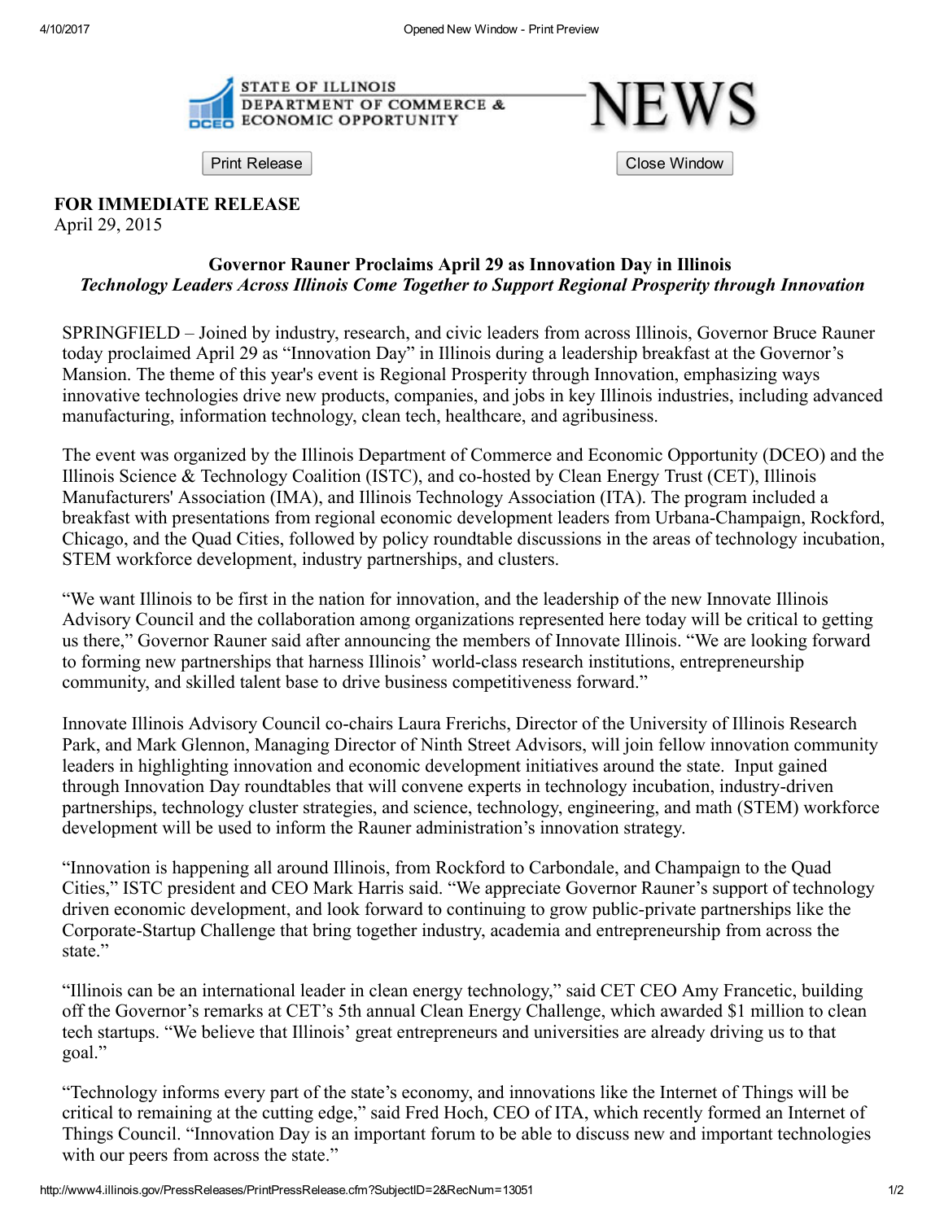STATE OF ILLINOIS
DEPARTMENT OF COMMERCE & ECONOMIC OPPORTUNITY

# NEWS

**FOR IMMEDIATE RELEASE**
April 29, 2015

## Governor Rauner Proclaims April 29 as Innovation Day in Illinois

***Technology Leaders Across Illinois Come Together to Support Regional Prosperity through Innovation***

SPRINGFIELD – Joined by industry, research, and civic leaders from across Illinois, Governor Bruce Rauner today proclaimed April 29 as "Innovation Day" in Illinois during a leadership breakfast at the Governor's Mansion. The theme of this year's event is Regional Prosperity through Innovation, emphasizing ways innovative technologies drive new products, companies, and jobs in key Illinois industries, including advanced manufacturing, information technology, clean tech, healthcare, and agribusiness.

The event was organized by the Illinois Department of Commerce and Economic Opportunity (DCEO) and the Illinois Science & Technology Coalition (ISTC), and co-hosted by Clean Energy Trust (CET), Illinois Manufacturers' Association (IMA), and Illinois Technology Association (ITA). The program included a breakfast with presentations from regional economic development leaders from Urbana-Champaign, Rockford, Chicago, and the Quad Cities, followed by policy roundtable discussions in the areas of technology incubation, STEM workforce development, industry partnerships, and clusters.

"We want Illinois to be first in the nation for innovation, and the leadership of the new Innovate Illinois Advisory Council and the collaboration among organizations represented here today will be critical to getting us there," Governor Rauner said after announcing the members of Innovate Illinois. "We are looking forward to forming new partnerships that harness Illinois' world-class research institutions, entrepreneurship community, and skilled talent base to drive business competitiveness forward."

Innovate Illinois Advisory Council co-chairs Laura Frerichs, Director of the University of Illinois Research Park, and Mark Glennon, Managing Director of Ninth Street Advisors, will join fellow innovation community leaders in highlighting innovation and economic development initiatives around the state. Input gained through Innovation Day roundtables that will convene experts in technology incubation, industry-driven partnerships, technology cluster strategies, and science, technology, engineering, and math (STEM) workforce development will be used to inform the Rauner administration's innovation strategy.

"Innovation is happening all around Illinois, from Rockford to Carbondale, and Champaign to the Quad Cities," ISTC president and CEO Mark Harris said. "We appreciate Governor Rauner's support of technology driven economic development, and look forward to continuing to grow public-private partnerships like the Corporate-Startup Challenge that bring together industry, academia and entrepreneurship from across the state."

"Illinois can be an international leader in clean energy technology," said CET CEO Amy Francetic, building off the Governor's remarks at CET's 5th annual Clean Energy Challenge, which awarded $1 million to clean tech startups. "We believe that Illinois' great entrepreneurs and universities are already driving us to that goal."

"Technology informs every part of the state's economy, and innovations like the Internet of Things will be critical to remaining at the cutting edge," said Fred Hoch, CEO of ITA, which recently formed an Internet of Things Council. "Innovation Day is an important forum to be able to discuss new and important technologies with our peers from across the state."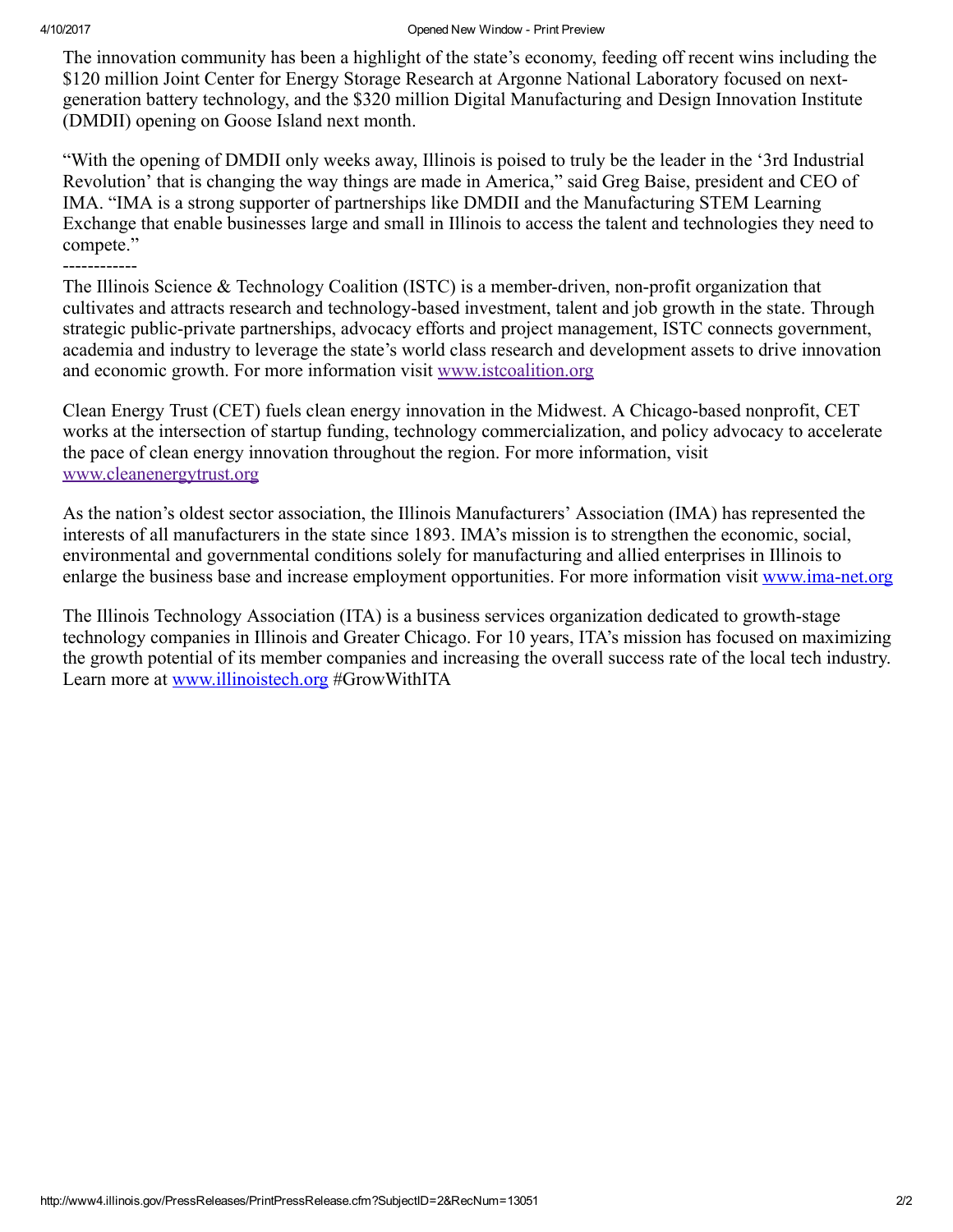The innovation community has been a highlight of the state's economy, feeding off recent wins including the $120 million Joint Center for Energy Storage Research at Argonne National Laboratory focused on next-generation battery technology, and the $320 million Digital Manufacturing and Design Innovation Institute (DMDII) opening on Goose Island next month.

"With the opening of DMDII only weeks away, Illinois is poised to truly be the leader in the '3rd Industrial Revolution' that is changing the way things are made in America," said Greg Baise, president and CEO of IMA. "IMA is a strong supporter of partnerships like DMDII and the Manufacturing STEM Learning Exchange that enable businesses large and small in Illinois to access the talent and technologies they need to compete."

------------

The Illinois Science & Technology Coalition (ISTC) is a member-driven, non-profit organization that cultivates and attracts research and technology-based investment, talent and job growth in the state. Through strategic public-private partnerships, advocacy efforts and project management, ISTC connects government, academia and industry to leverage the state's world class research and development assets to drive innovation and economic growth. For more information visit www.istcoalition.org

Clean Energy Trust (CET) fuels clean energy innovation in the Midwest. A Chicago-based nonprofit, CET works at the intersection of startup funding, technology commercialization, and policy advocacy to accelerate the pace of clean energy innovation throughout the region. For more information, visit www.cleanenergytrust.org

As the nation's oldest sector association, the Illinois Manufacturers' Association (IMA) has represented the interests of all manufacturers in the state since 1893. IMA's mission is to strengthen the economic, social, environmental and governmental conditions solely for manufacturing and allied enterprises in Illinois to enlarge the business base and increase employment opportunities. For more information visit www.ima-net.org

The Illinois Technology Association (ITA) is a business services organization dedicated to growth-stage technology companies in Illinois and Greater Chicago. For 10 years, ITA's mission has focused on maximizing the growth potential of its member companies and increasing the overall success rate of the local tech industry. Learn more at www.illinoistech.org #GrowWithITA